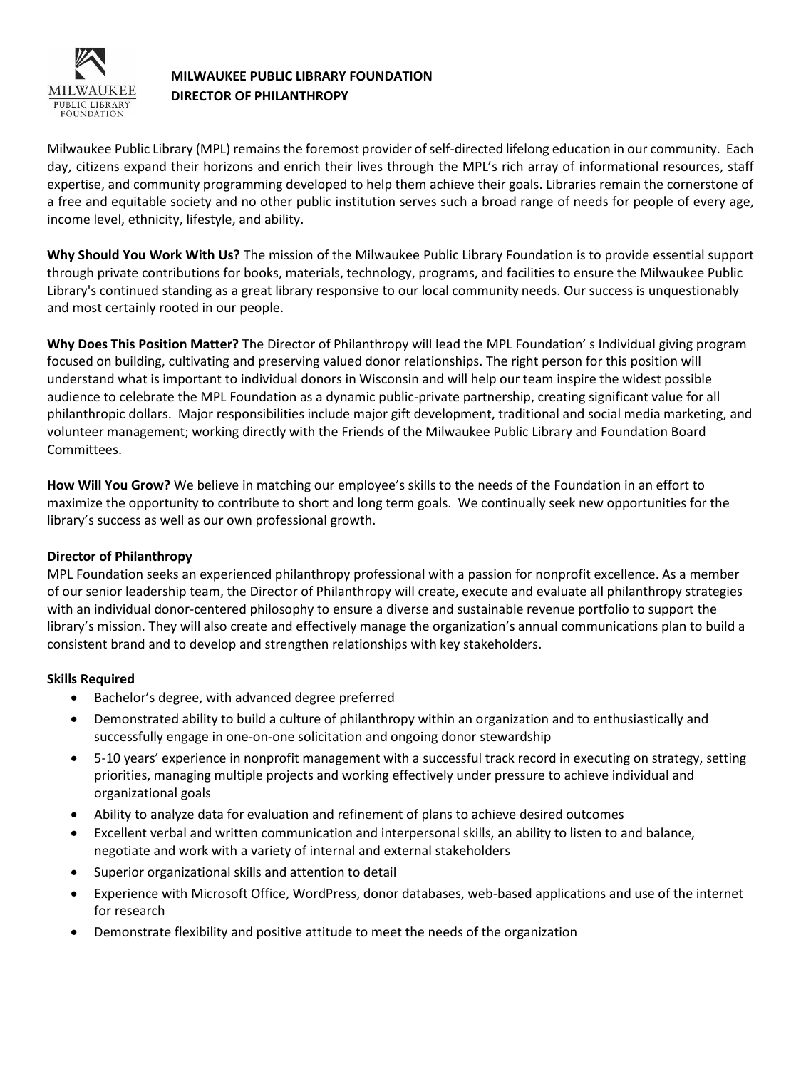# MILWAUKEE PUBLIC LIBRARY FOUNDATION
## DIRECTOR OF PHILANTHROPY

Milwaukee Public Library (MPL) remains the foremost provider of self-directed lifelong education in our community. Each day, citizens expand their horizons and enrich their lives through the MPL's rich array of informational resources, staff expertise, and community programming developed to help them achieve their goals. Libraries remain the cornerstone of a free and equitable society and no other public institution serves such a broad range of needs for people of every age, income level, ethnicity, lifestyle, and ability.

**Why Should You Work With Us?** The mission of the Milwaukee Public Library Foundation is to provide essential support through private contributions for books, materials, technology, programs, and facilities to ensure the Milwaukee Public Library's continued standing as a great library responsive to our local community needs. Our success is unquestionably and most certainly rooted in our people.

**Why Does This Position Matter?** The Director of Philanthropy will lead the MPL Foundation' s Individual giving program focused on building, cultivating and preserving valued donor relationships. The right person for this position will understand what is important to individual donors in Wisconsin and will help our team inspire the widest possible audience to celebrate the MPL Foundation as a dynamic public-private partnership, creating significant value for all philanthropic dollars. Major responsibilities include major gift development, traditional and social media marketing, and volunteer management; working directly with the Friends of the Milwaukee Public Library and Foundation Board Committees.

**How Will You Grow?** We believe in matching our employee's skills to the needs of the Foundation in an effort to maximize the opportunity to contribute to short and long term goals. We continually seek new opportunities for the library's success as well as our own professional growth.

**Director of Philanthropy**

MPL Foundation seeks an experienced philanthropy professional with a passion for nonprofit excellence. As a member of our senior leadership team, the Director of Philanthropy will create, execute and evaluate all philanthropy strategies with an individual donor-centered philosophy to ensure a diverse and sustainable revenue portfolio to support the library's mission. They will also create and effectively manage the organization's annual communications plan to build a consistent brand and to develop and strengthen relationships with key stakeholders.

**Skills Required**

- Bachelor's degree, with advanced degree preferred
- Demonstrated ability to build a culture of philanthropy within an organization and to enthusiastically and successfully engage in one-on-one solicitation and ongoing donor stewardship
- 5-10 years' experience in nonprofit management with a successful track record in executing on strategy, setting priorities, managing multiple projects and working effectively under pressure to achieve individual and organizational goals
- Ability to analyze data for evaluation and refinement of plans to achieve desired outcomes
- Excellent verbal and written communication and interpersonal skills, an ability to listen to and balance, negotiate and work with a variety of internal and external stakeholders
- Superior organizational skills and attention to detail
- Experience with Microsoft Office, WordPress, donor databases, web-based applications and use of the internet for research
- Demonstrate flexibility and positive attitude to meet the needs of the organization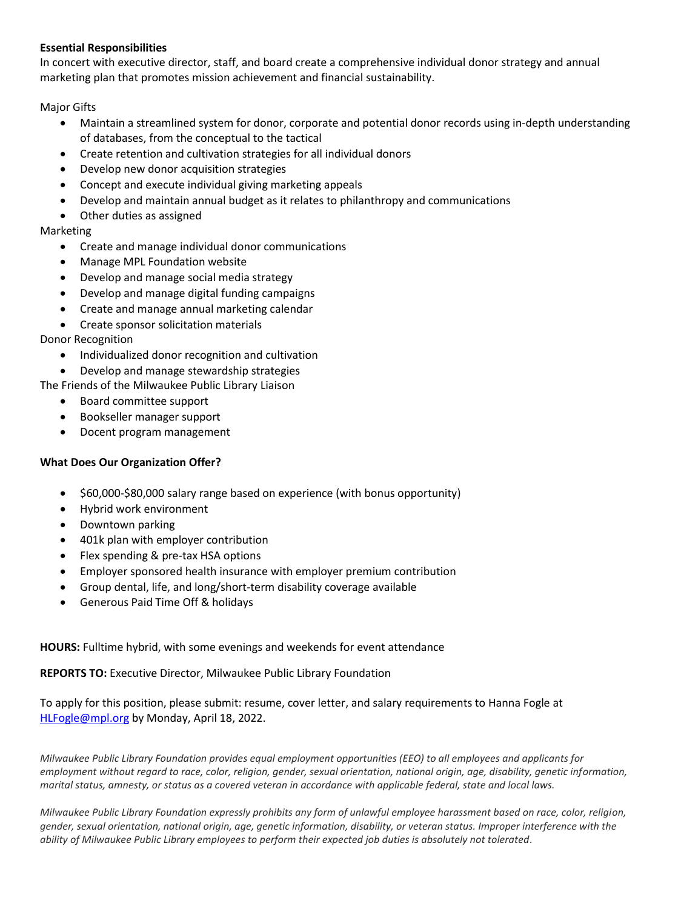**Essential Responsibilities**

In concert with executive director, staff, and board create a comprehensive individual donor strategy and annual marketing plan that promotes mission achievement and financial sustainability.

Major Gifts

- Maintain a streamlined system for donor, corporate and potential donor records using in-depth understanding of databases, from the conceptual to the tactical
- Create retention and cultivation strategies for all individual donors
- Develop new donor acquisition strategies
- Concept and execute individual giving marketing appeals
- Develop and maintain annual budget as it relates to philanthropy and communications
- Other duties as assigned

Marketing

- Create and manage individual donor communications
- Manage MPL Foundation website
- Develop and manage social media strategy
- Develop and manage digital funding campaigns
- Create and manage annual marketing calendar
- Create sponsor solicitation materials

Donor Recognition

- Individualized donor recognition and cultivation
- Develop and manage stewardship strategies

The Friends of the Milwaukee Public Library Liaison

- Board committee support
- Bookseller manager support
- Docent program management

**What Does Our Organization Offer?**

- $60,000-$80,000 salary range based on experience (with bonus opportunity)
- Hybrid work environment
- Downtown parking
- 401k plan with employer contribution
- Flex spending & pre-tax HSA options
- Employer sponsored health insurance with employer premium contribution
- Group dental, life, and long/short-term disability coverage available
- Generous Paid Time Off & holidays

**HOURS:** Fulltime hybrid, with some evenings and weekends for event attendance

**REPORTS TO:** Executive Director, Milwaukee Public Library Foundation

To apply for this position, please submit: resume, cover letter, and salary requirements to Hanna Fogle at [HLFogle@mpl.org](mailto:HLFogle@mpl.org) by Monday, April 18, 2022.

*Milwaukee Public Library Foundation provides equal employment opportunities (EEO) to all employees and applicants for employment without regard to race, color, religion, gender, sexual orientation, national origin, age, disability, genetic information, marital status, amnesty, or status as a covered veteran in accordance with applicable federal, state and local laws.*

*Milwaukee Public Library Foundation expressly prohibits any form of unlawful employee harassment based on race, color, religion, gender, sexual orientation, national origin, age, genetic information, disability, or veteran status. Improper interference with the ability of Milwaukee Public Library employees to perform their expected job duties is absolutely not tolerated.*